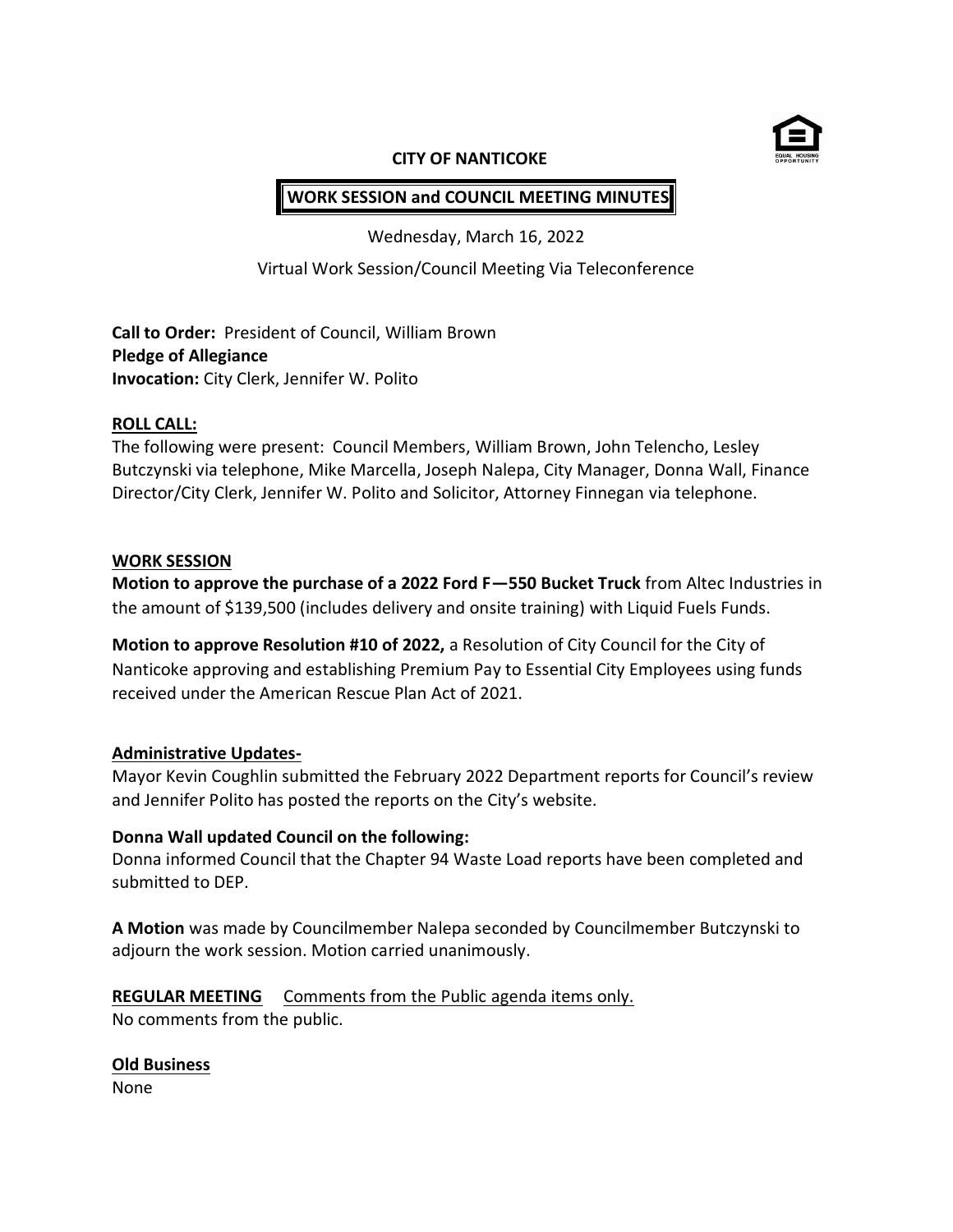# CITY OF NANTICOKE

## WORK SESSION and COUNCIL MEETING MINUTES

Wednesday, March 16, 2022

Virtual Work Session/Council Meeting Via Teleconference

**Call to Order:** President of Council, William Brown
**Pledge of Allegiance**
**Invocation:** City Clerk, Jennifer W. Polito

**ROLL CALL:**

The following were present: Council Members, William Brown, John Telencho, Lesley Butczynski via telephone, Mike Marcella, Joseph Nalepa, City Manager, Donna Wall, Finance Director/City Clerk, Jennifer W. Polito and Solicitor, Attorney Finnegan via telephone.

**WORK SESSION**

**Motion to approve the purchase of a 2022 Ford F—550 Bucket Truck** from Altec Industries in the amount of $139,500 (includes delivery and onsite training) with Liquid Fuels Funds.

**Motion to approve Resolution #10 of 2022,** a Resolution of City Council for the City of Nanticoke approving and establishing Premium Pay to Essential City Employees using funds received under the American Rescue Plan Act of 2021.

**Administrative Updates-**

Mayor Kevin Coughlin submitted the February 2022 Department reports for Council's review and Jennifer Polito has posted the reports on the City's website.

**Donna Wall updated Council on the following:**

Donna informed Council that the Chapter 94 Waste Load reports have been completed and submitted to DEP.

**A Motion** was made by Councilmember Nalepa seconded by Councilmember Butczynski to adjourn the work session. Motion carried unanimously.

**REGULAR MEETING** Comments from the Public agenda items only.

No comments from the public.

**Old Business**

None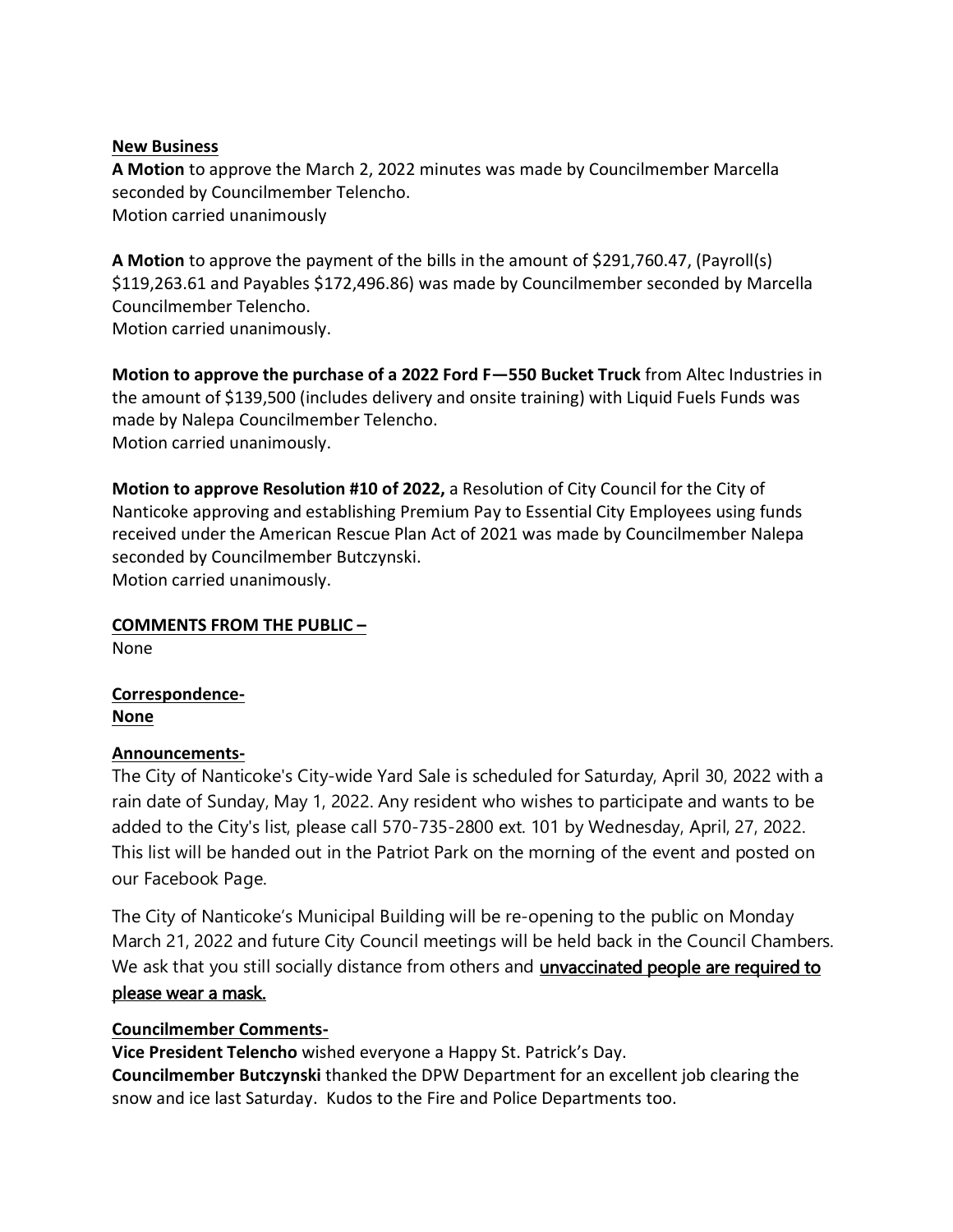**New Business**

**A Motion** to approve the March 2, 2022 minutes was made by Councilmember Marcella seconded by Councilmember Telencho.
Motion carried unanimously

**A Motion** to approve the payment of the bills in the amount of $291,760.47, (Payroll(s) $119,263.61 and Payables $172,496.86) was made by Councilmember seconded by Marcella Councilmember Telencho.
Motion carried unanimously.

**Motion to approve the purchase of a 2022 Ford F—550 Bucket Truck** from Altec Industries in the amount of $139,500 (includes delivery and onsite training) with Liquid Fuels Funds was made by Nalepa Councilmember Telencho.
Motion carried unanimously.

**Motion to approve Resolution #10 of 2022,** a Resolution of City Council for the City of Nanticoke approving and establishing Premium Pay to Essential City Employees using funds received under the American Rescue Plan Act of 2021 was made by Councilmember Nalepa seconded by Councilmember Butczynski.
Motion carried unanimously.

**COMMENTS FROM THE PUBLIC –**

None

**Correspondence-**
**None**

**Announcements-**

The City of Nanticoke's City-wide Yard Sale is scheduled for Saturday, April 30, 2022 with a rain date of Sunday, May 1, 2022. Any resident who wishes to participate and wants to be added to the City's list, please call 570-735-2800 ext. 101 by Wednesday, April, 27, 2022. This list will be handed out in the Patriot Park on the morning of the event and posted on our Facebook Page.

The City of Nanticoke's Municipal Building will be re-opening to the public on Monday March 21, 2022 and future City Council meetings will be held back in the Council Chambers. We ask that you still socially distance from others and unvaccinated people are required to please wear a mask.

**Councilmember Comments-**

**Vice President Telencho** wished everyone a Happy St. Patrick's Day.
**Councilmember Butczynski** thanked the DPW Department for an excellent job clearing the snow and ice last Saturday. Kudos to the Fire and Police Departments too.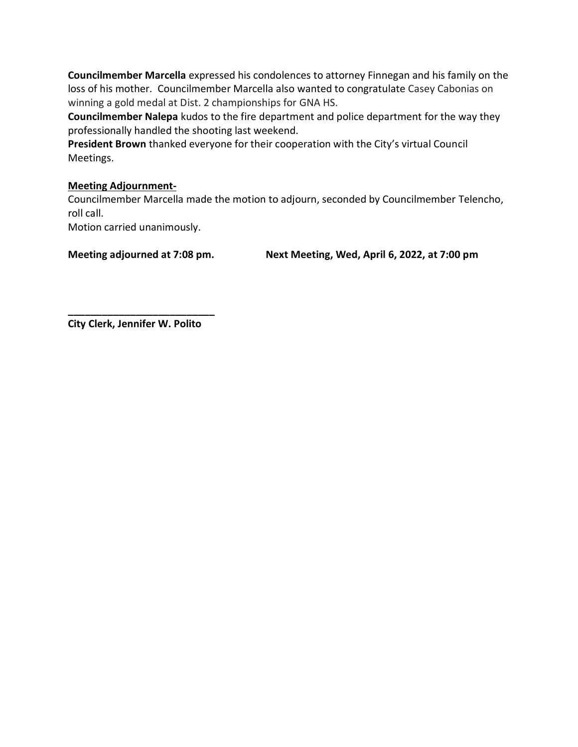**Councilmember Marcella** expressed his condolences to attorney Finnegan and his family on the loss of his mother. Councilmember Marcella also wanted to congratulate Casey Cabonias on winning a gold medal at Dist. 2 championships for GNA HS.

**Councilmember Nalepa** kudos to the fire department and police department for the way they professionally handled the shooting last weekend.

**President Brown** thanked everyone for their cooperation with the City's virtual Council Meetings.

**Meeting Adjournment-**

Councilmember Marcella made the motion to adjourn, seconded by Councilmember Telencho, roll call.

Motion carried unanimously.

**Meeting adjourned at 7:08 pm.** **Next Meeting, Wed, April 6, 2022, at 7:00 pm**

**___________________________**

**City Clerk, Jennifer W. Polito**